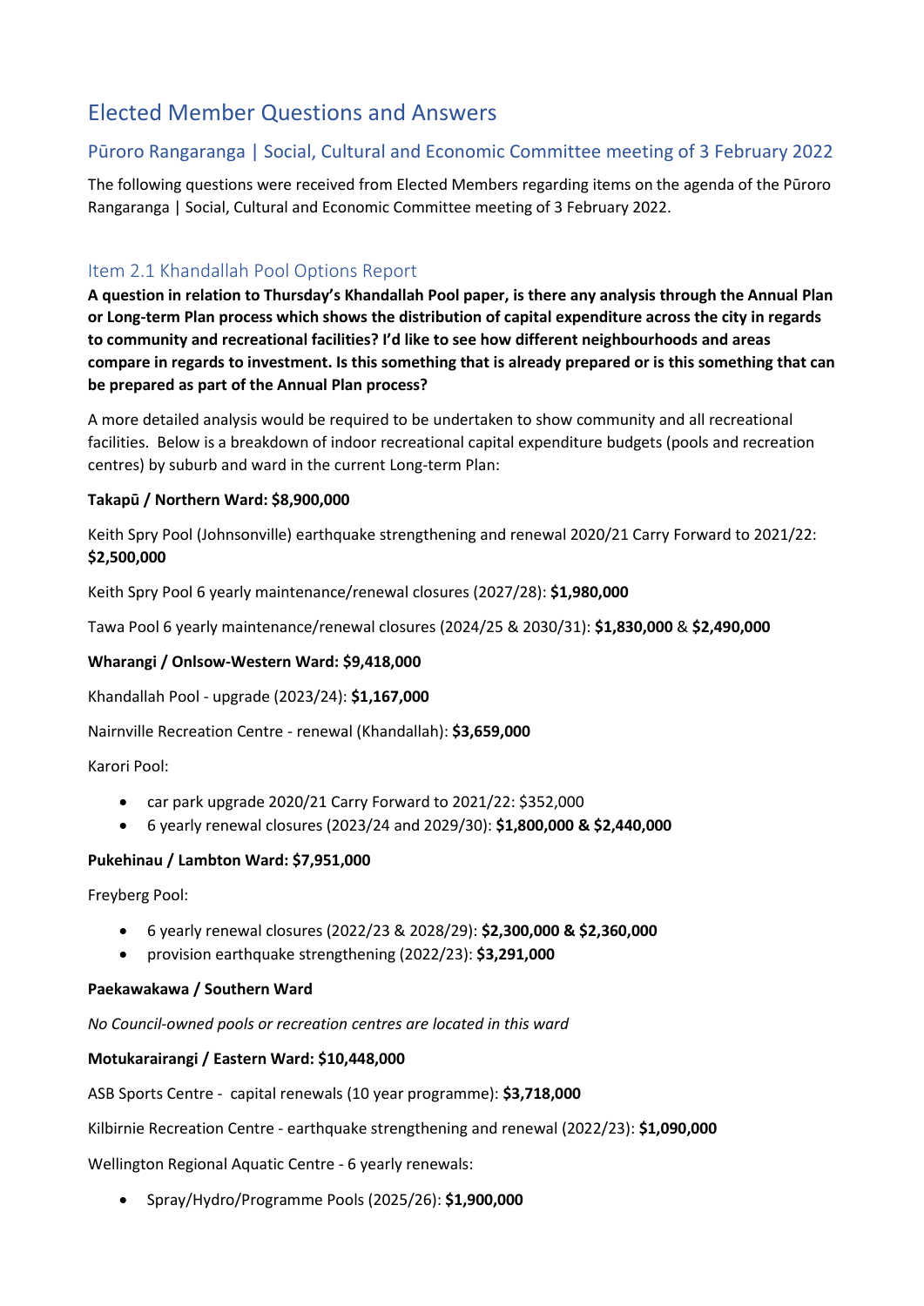# Elected Member Questions and Answers

## Pūroro Rangaranga | Social, Cultural and Economic Committee meeting of 3 February 2022

The following questions were received from Elected Members regarding items on the agenda of the Pūroro Rangaranga | Social, Cultural and Economic Committee meeting of 3 February 2022.

### Item 2.1 Khandallah Pool Options Report

**A question in relation to Thursday's Khandallah Pool paper, is there any analysis through the Annual Plan or Long-term Plan process which shows the distribution of capital expenditure across the city in regards to community and recreational facilities? I'd like to see how different neighbourhoods and areas compare in regards to investment. Is this something that is already prepared or is this something that can be prepared as part of the Annual Plan process?**

A more detailed analysis would be required to be undertaken to show community and all recreational facilities. Below is a breakdown of indoor recreational capital expenditure budgets (pools and recreation centres) by suburb and ward in the current Long-term Plan:

**Takapū / Northern Ward: $8,900,000**

Keith Spry Pool (Johnsonville) earthquake strengthening and renewal 2020/21 Carry Forward to 2021/22: **$2,500,000**

Keith Spry Pool 6 yearly maintenance/renewal closures (2027/28): **$1,980,000**

Tawa Pool 6 yearly maintenance/renewal closures (2024/25 & 2030/31): **$1,830,000** & **$2,490,000**

**Wharangi / Onlsow-Western Ward: $9,418,000**

Khandallah Pool - upgrade (2023/24): **$1,167,000**

Nairnville Recreation Centre - renewal (Khandallah): **$3,659,000**

Karori Pool:

- car park upgrade 2020/21 Carry Forward to 2021/22: $352,000
- 6 yearly renewal closures (2023/24 and 2029/30): **$1,800,000 & $2,440,000**

**Pukehinau / Lambton Ward: $7,951,000**

Freyberg Pool:

- 6 yearly renewal closures (2022/23 & 2028/29): **$2,300,000 & $2,360,000**
- provision earthquake strengthening (2022/23): **$3,291,000**

**Paekawakawa / Southern Ward**

*No Council-owned pools or recreation centres are located in this ward*

**Motukairangi / Eastern Ward: $10,448,000**

ASB Sports Centre - capital renewals (10 year programme): **$3,718,000**

Kilbirnie Recreation Centre - earthquake strengthening and renewal (2022/23): **$1,090,000**

Wellington Regional Aquatic Centre - 6 yearly renewals:

- Spray/Hydro/Programme Pools (2025/26): **$1,900,000**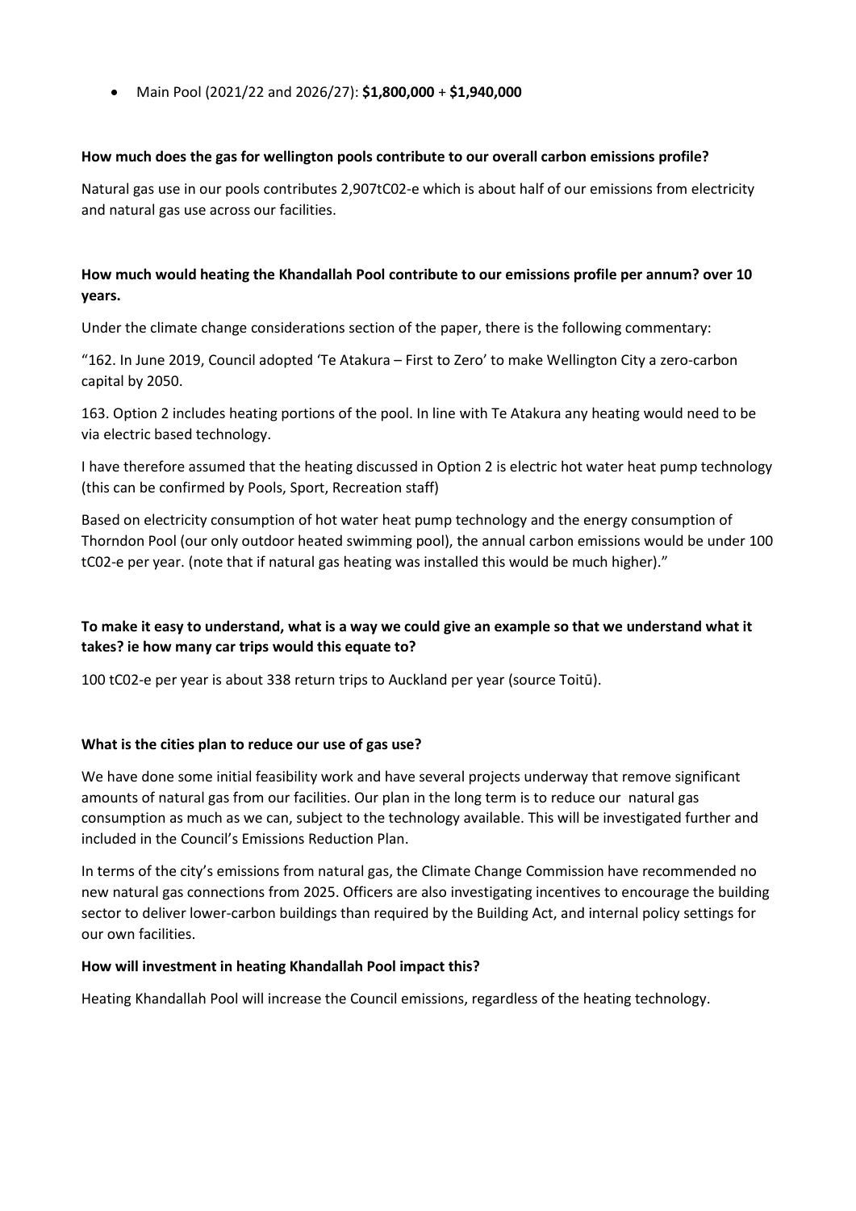- Main Pool (2021/22 and 2026/27): **$1,800,000** + **$1,940,000**

**How much does the gas for wellington pools contribute to our overall carbon emissions profile?**

Natural gas use in our pools contributes 2,907tC02-e which is about half of our emissions from electricity and natural gas use across our facilities.

**How much would heating the Khandallah Pool contribute to our emissions profile per annum? over 10 years.**

Under the climate change considerations section of the paper, there is the following commentary:

"162. In June 2019, Council adopted 'Te Atakura – First to Zero' to make Wellington City a zero-carbon capital by 2050.

163. Option 2 includes heating portions of the pool. In line with Te Atakura any heating would need to be via electric based technology.

I have therefore assumed that the heating discussed in Option 2 is electric hot water heat pump technology (this can be confirmed by Pools, Sport, Recreation staff)

Based on electricity consumption of hot water heat pump technology and the energy consumption of Thorndon Pool (our only outdoor heated swimming pool), the annual carbon emissions would be under 100 tC02-e per year. (note that if natural gas heating was installed this would be much higher)."

**To make it easy to understand, what is a way we could give an example so that we understand what it takes? ie how many car trips would this equate to?**

100 tC02-e per year is about 338 return trips to Auckland per year (source Toitū).

**What is the cities plan to reduce our use of gas use?**

We have done some initial feasibility work and have several projects underway that remove significant amounts of natural gas from our facilities. Our plan in the long term is to reduce our natural gas consumption as much as we can, subject to the technology available. This will be investigated further and included in the Council's Emissions Reduction Plan.

In terms of the city's emissions from natural gas, the Climate Change Commission have recommended no new natural gas connections from 2025. Officers are also investigating incentives to encourage the building sector to deliver lower-carbon buildings than required by the Building Act, and internal policy settings for our own facilities.

**How will investment in heating Khandallah Pool impact this?**

Heating Khandallah Pool will increase the Council emissions, regardless of the heating technology.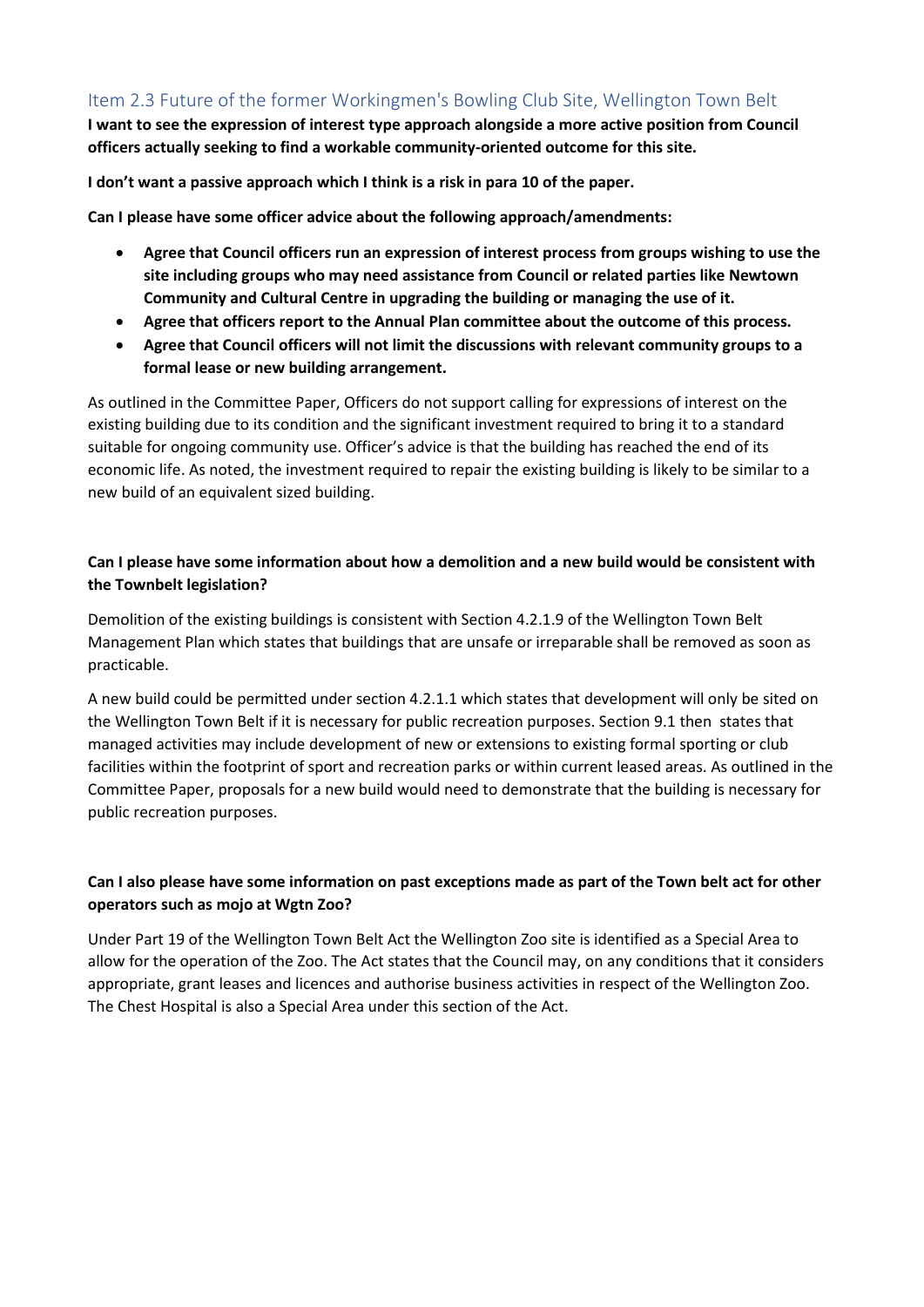## Item 2.3 Future of the former Workingmen's Bowling Club Site, Wellington Town Belt

**I want to see the expression of interest type approach alongside a more active position from Council officers actually seeking to find a workable community-oriented outcome for this site.**

**I don't want a passive approach which I think is a risk in para 10 of the paper.**

**Can I please have some officer advice about the following approach/amendments:**

- **Agree that Council officers run an expression of interest process from groups wishing to use the site including groups who may need assistance from Council or related parties like Newtown Community and Cultural Centre in upgrading the building or managing the use of it.**
- **Agree that officers report to the Annual Plan committee about the outcome of this process.**
- **Agree that Council officers will not limit the discussions with relevant community groups to a formal lease or new building arrangement.**

As outlined in the Committee Paper, Officers do not support calling for expressions of interest on the existing building due to its condition and the significant investment required to bring it to a standard suitable for ongoing community use. Officer's advice is that the building has reached the end of its economic life. As noted, the investment required to repair the existing building is likely to be similar to a new build of an equivalent sized building.

**Can I please have some information about how a demolition and a new build would be consistent with the Townbelt legislation?**

Demolition of the existing buildings is consistent with Section 4.2.1.9 of the Wellington Town Belt Management Plan which states that buildings that are unsafe or irreparable shall be removed as soon as practicable.

A new build could be permitted under section 4.2.1.1 which states that development will only be sited on the Wellington Town Belt if it is necessary for public recreation purposes. Section 9.1 then states that managed activities may include development of new or extensions to existing formal sporting or club facilities within the footprint of sport and recreation parks or within current leased areas. As outlined in the Committee Paper, proposals for a new build would need to demonstrate that the building is necessary for public recreation purposes.

**Can I also please have some information on past exceptions made as part of the Town belt act for other operators such as mojo at Wgtn Zoo?**

Under Part 19 of the Wellington Town Belt Act the Wellington Zoo site is identified as a Special Area to allow for the operation of the Zoo. The Act states that the Council may, on any conditions that it considers appropriate, grant leases and licences and authorise business activities in respect of the Wellington Zoo. The Chest Hospital is also a Special Area under this section of the Act.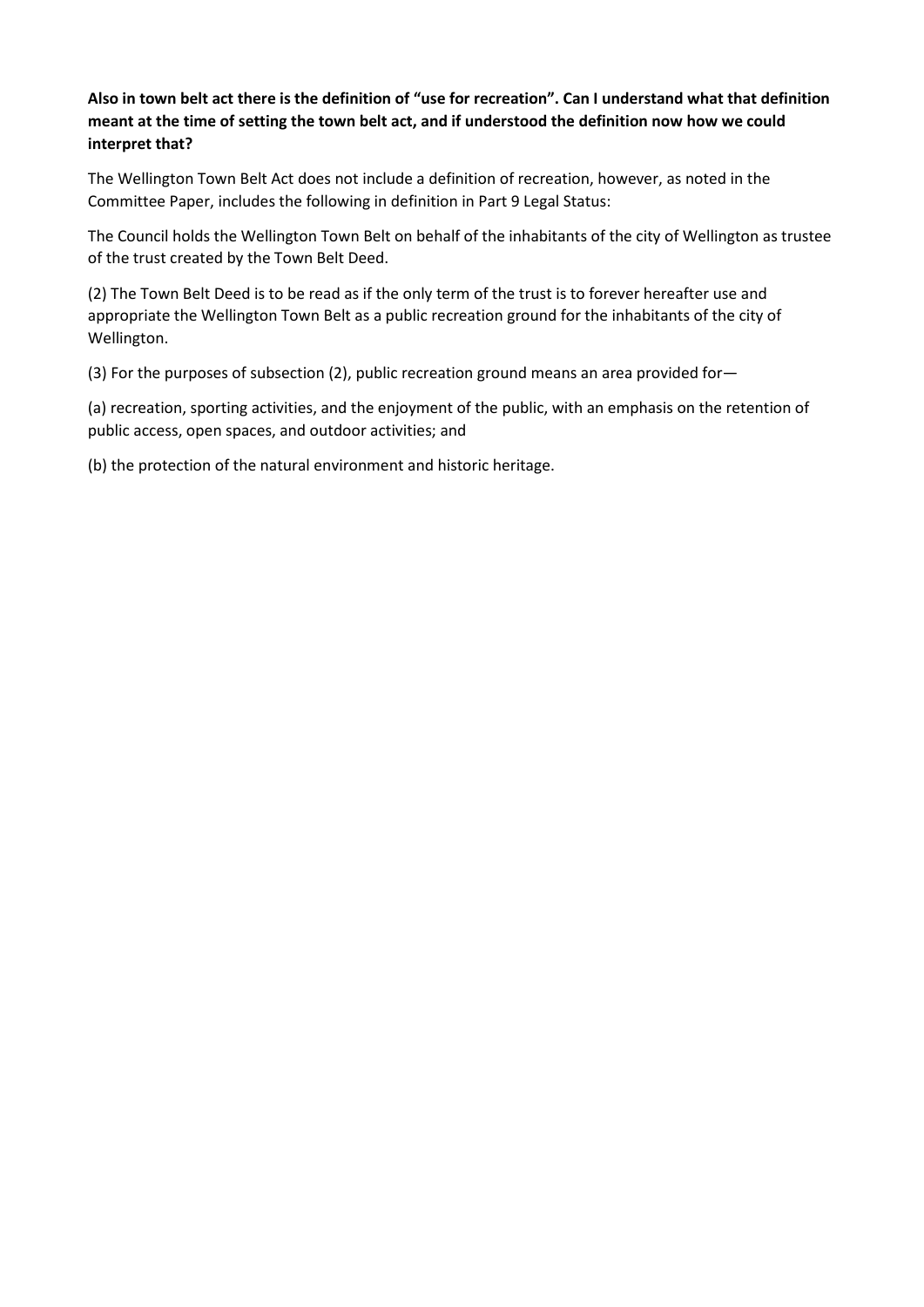**Also in town belt act there is the definition of "use for recreation". Can I understand what that definition meant at the time of setting the town belt act, and if understood the definition now how we could interpret that?**

The Wellington Town Belt Act does not include a definition of recreation, however, as noted in the Committee Paper, includes the following in definition in Part 9 Legal Status:

The Council holds the Wellington Town Belt on behalf of the inhabitants of the city of Wellington as trustee of the trust created by the Town Belt Deed.

(2) The Town Belt Deed is to be read as if the only term of the trust is to forever hereafter use and appropriate the Wellington Town Belt as a public recreation ground for the inhabitants of the city of Wellington.

(3) For the purposes of subsection (2), public recreation ground means an area provided for—

(a) recreation, sporting activities, and the enjoyment of the public, with an emphasis on the retention of public access, open spaces, and outdoor activities; and

(b) the protection of the natural environment and historic heritage.